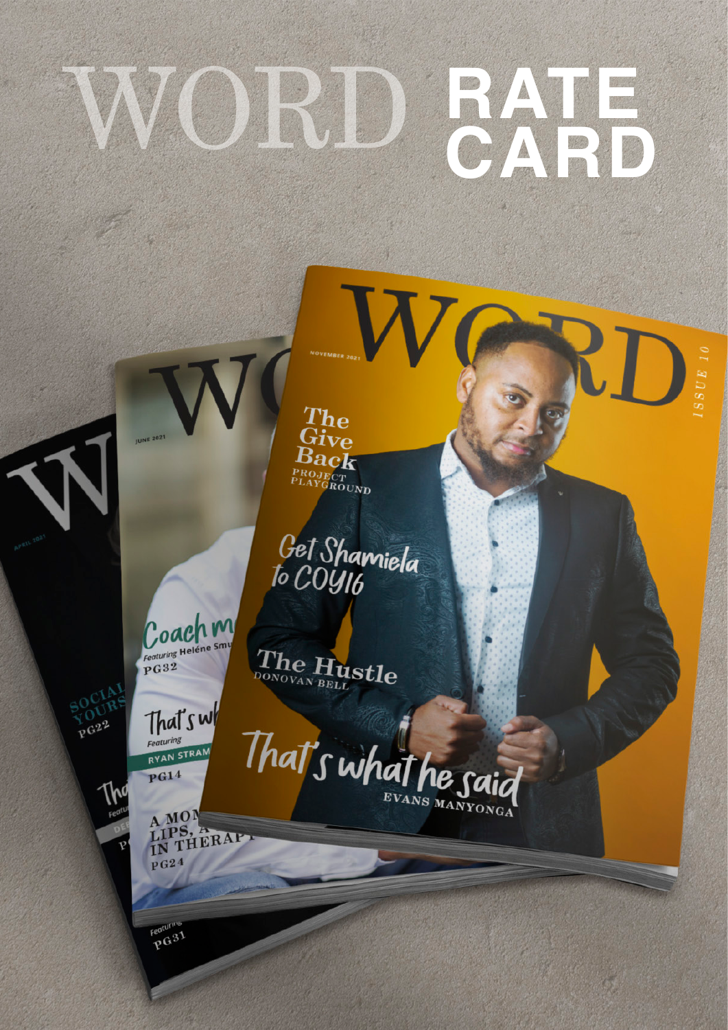# WORD RATE CARD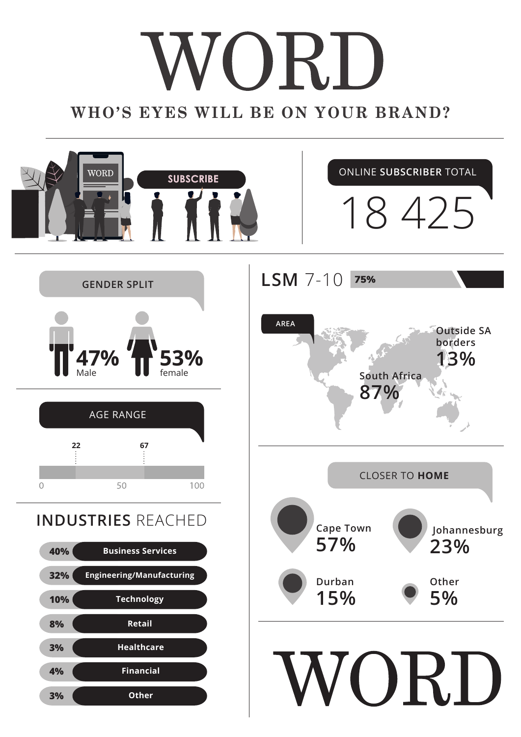# WORD

## WHO'S EYES WILL BE ON YOUR BRAND?

WORD

SUBSCRIBE

**ONLINE SUBSCRIBER TOTAL**

18 425

### GENDER SPLIT

**47%** Male

**53%** female

### AGE RANGE

22 – 67

0 | 50 | 100

### INDUSTRIES REACHED

| % | Industry |
|---|---|
| 40% | Business Services |
| 32% | Engineering/Manufacturing |
| 10% | Technology |
| 8% | Retail |
| 3% | Healthcare |
| 4% | Financial |
| 3% | Other |

### LSM 7-10 **75%**

### AREA

Outside SA borders **13%**

South Africa **87%**

### CLOSER TO HOME

| City | % |
|---|---|
| Cape Town | 57% |
| Johannesburg | 23% |
| Durban | 15% |
| Other | 5% |

# WORD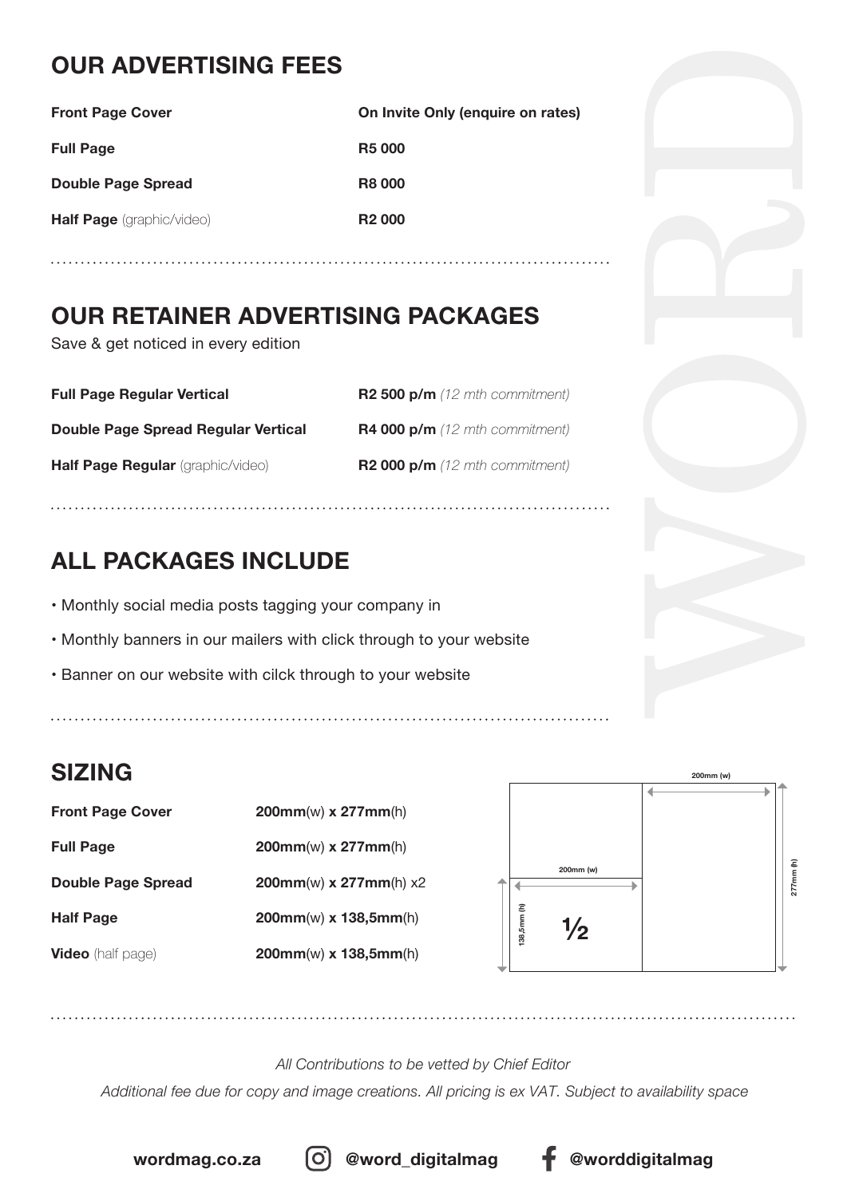## OUR ADVERTISING FEES

| | |
|---|---|
| **Front Page Cover** | **On Invite Only (enquire on rates)** |
| **Full Page** | **R5 000** |
| **Double Page Spread** | **R8 000** |
| **Half Page** (graphic/video) | **R2 000** |

## OUR RETAINER ADVERTISING PACKAGES

Save & get noticed in every edition

| | |
|---|---|
| **Full Page Regular Vertical** | **R2 500 p/m** *(12 mth commitment)* |
| **Double Page Spread Regular Vertical** | **R4 000 p/m** *(12 mth commitment)* |
| **Half Page Regular** (graphic/video) | **R2 000 p/m** *(12 mth commitment)* |

## ALL PACKAGES INCLUDE

- Monthly social media posts tagging your company in
- Monthly banners in our mailers with click through to your website
- Banner on our website with cilck through to your website

## SIZING

| | |
|---|---|
| **Front Page Cover** | **200mm**(w) **x 277mm**(h) |
| **Full Page** | **200mm**(w) **x 277mm**(h) |
| **Double Page Spread** | **200mm**(w) **x 277mm**(h) x2 |
| **Half Page** | **200mm**(w) **x 138,5mm**(h) |
| **Video** (half page) | **200mm**(w) **x 138,5mm**(h) |

200mm (w)

277mm (h)

200mm (w)

138,5mm (h)

½

*All Contributions to be vetted by Chief Editor*

*Additional fee due for copy and image creations. All pricing is ex VAT. Subject to availability space*

**wordmag.co.za** **@word_digitalmag** **@worddigitalmag**